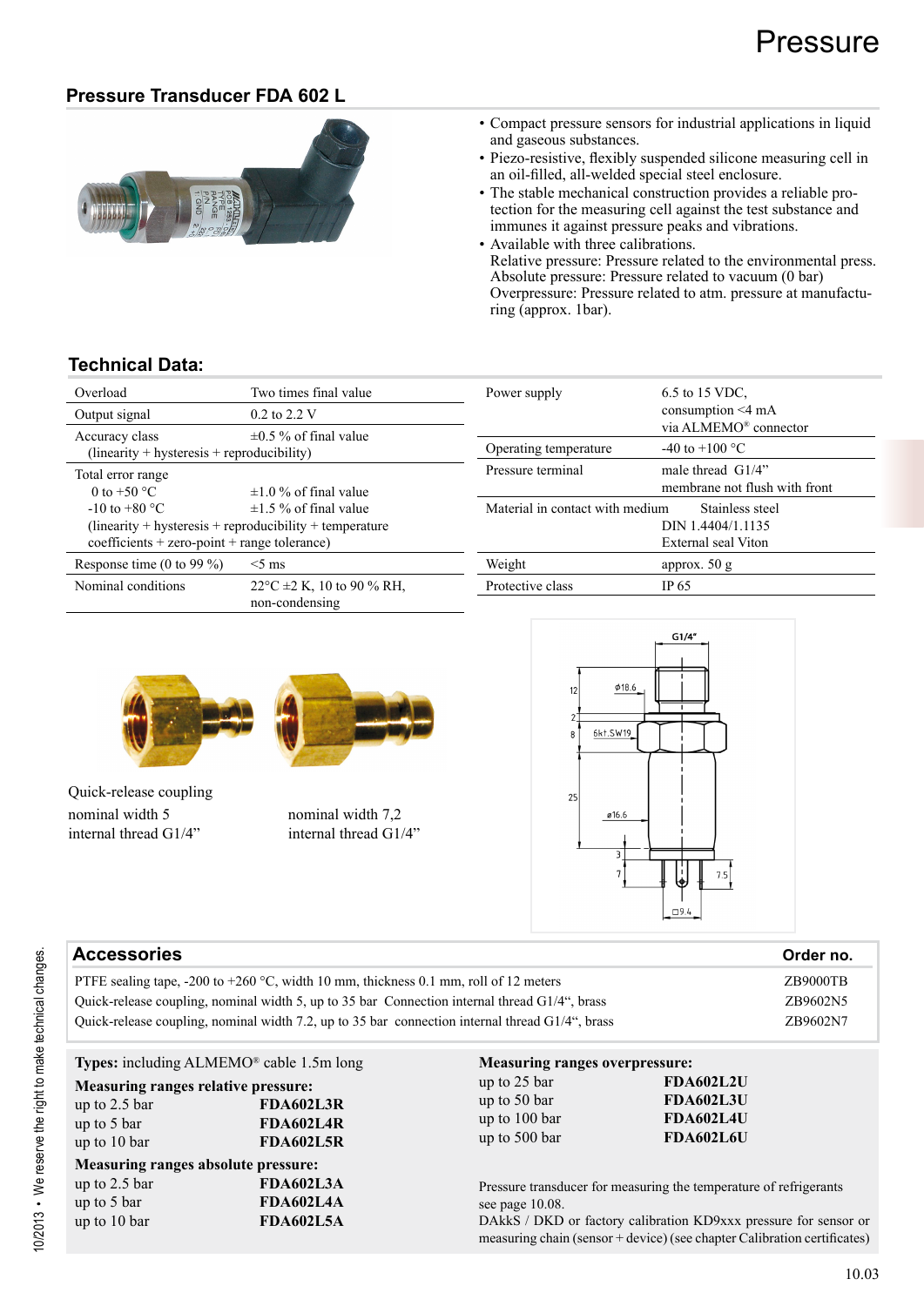# Pressure

## Pressure Transducer FDA 602 L

- Compact pressure sensors for industrial applications in liquid and gaseous substances.
- Piezo-resistive, flexibly suspended silicone measuring cell in an oil-filled, all-welded special steel enclosure.
- The stable mechanical construction provides a reliable protection for the measuring cell against the test substance and immunes it against pressure peaks and vibrations.
- Available with three calibrations.
  Relative pressure: Pressure related to the environmental press.
  Absolute pressure: Pressure related to vacuum (0 bar)
  Overpressure: Pressure related to atm. pressure at manufacturing (approx. 1bar).

## Technical Data:

| | |
|---|---|
| Overload | Two times final value |
| Output signal | 0.2 to 2.2 V |
| Accuracy class (linearity + hysteresis + reproducibility) | ±0.5 % of final value |
| Total error range 0 to +50 °C | ±1.0 % of final value |
| -10 to +80 °C | ±1.5 % of final value |
| (linearity + hysteresis + reproducibility + temperature coefficients + zero-point + range tolerance) | |
| Response time (0 to 99 %) | <5 ms |
| Nominal conditions | 22°C ±2 K, 10 to 90 % RH, non-condensing |

| | |
|---|---|
| Power supply | 6.5 to 15 VDC, consumption <4 mA via ALMEMO® connector |
| Operating temperature | -40 to +100 °C |
| Pressure terminal | male thread G1/4" membrane not flush with front |
| Material in contact with medium | Stainless steel DIN 1.4404/1.1135 External seal Viton |
| Weight | approx. 50 g |
| Protective class | IP 65 |

Quick-release coupling
nominal width 5
internal thread G1/4"

nominal width 7,2
internal thread G1/4"

## Accessories

| Accessories | Order no. |
|---|---|
| PTFE sealing tape, -200 to +260 °C, width 10 mm, thickness 0.1 mm, roll of 12 meters | ZB9000TB |
| Quick-release coupling, nominal width 5, up to 35 bar Connection internal thread G1/4", brass | ZB9602N5 |
| Quick-release coupling, nominal width 7.2, up to 35 bar connection internal thread G1/4", brass | ZB9602N7 |

**Types:** including ALMEMO® cable 1.5m long

**Measuring ranges relative pressure:**

| | |
|---|---|
| up to 2.5 bar | **FDA602L3R** |
| up to 5 bar | **FDA602L4R** |
| up to 10 bar | **FDA602L5R** |

**Measuring ranges absolute pressure:**

| | |
|---|---|
| up to 2.5 bar | **FDA602L3A** |
| up to 5 bar | **FDA602L4A** |
| up to 10 bar | **FDA602L5A** |

**Measuring ranges overpressure:**

| | |
|---|---|
| up to 25 bar | **FDA602L2U** |
| up to 50 bar | **FDA602L3U** |
| up to 100 bar | **FDA602L4U** |
| up to 500 bar | **FDA602L6U** |

Pressure transducer for measuring the temperature of refrigerants see page 10.08.
DAkkS / DKD or factory calibration KD9xxx pressure for sensor or measuring chain (sensor + device) (see chapter Calibration certificates)

10/2013 • We reserve the right to make technical changes.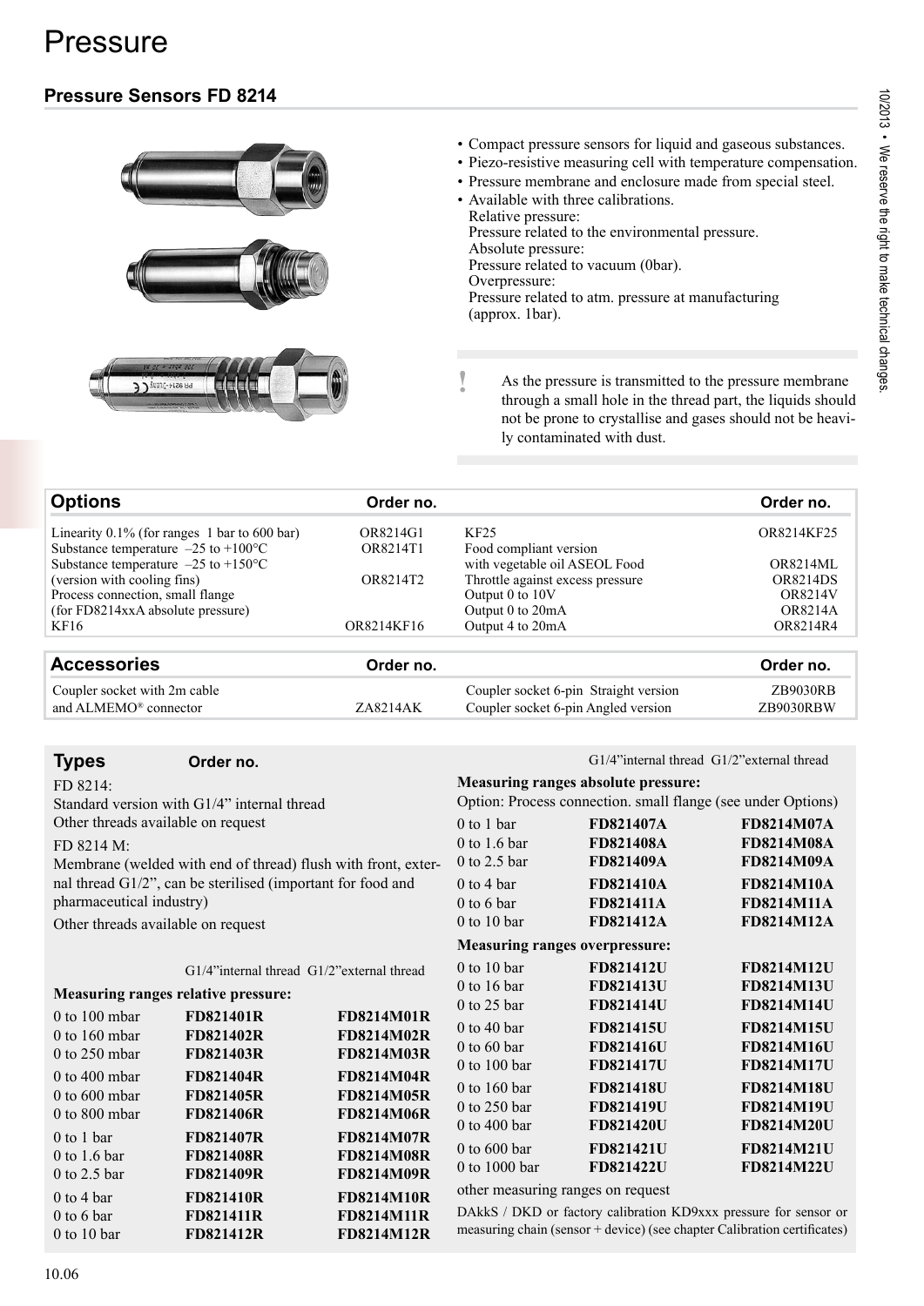# Pressure

## Pressure Sensors FD 8214

- Compact pressure sensors for liquid and gaseous substances.
- Piezo-resistive measuring cell with temperature compensation.
- Pressure membrane and enclosure made from special steel.
- Available with three calibrations.
  Relative pressure:
  Pressure related to the environmental pressure.
  Absolute pressure:
  Pressure related to vacuum (0bar).
  Overpressure:
  Pressure related to atm. pressure at manufacturing (approx. 1bar).

! As the pressure is transmitted to the pressure membrane through a small hole in the thread part, the liquids should not be prone to crystallise and gases should not be heavily contaminated with dust.

| Options | Order no. | | Order no. |
|---|---|---|---|
| Linearity 0.1% (for ranges 1 bar to 600 bar) | OR8214G1 | KF25 | OR8214KF25 |
| Substance temperature –25 to +100°C | OR8214T1 | Food compliant version | |
| Substance temperature –25 to +150°C | | with vegetable oil ASEOL Food | OR8214ML |
| (version with cooling fins) | OR8214T2 | Throttle against excess pressure | OR8214DS |
| Process connection, small flange | | Output 0 to 10V | OR8214V |
| (for FD8214xxA absolute pressure) | | Output 0 to 20mA | OR8214A |
| KF16 | OR8214KF16 | Output 4 to 20mA | OR8214R4 |

| Accessories | Order no. | | Order no. |
|---|---|---|---|
| Coupler socket with 2m cable | | Coupler socket 6-pin Straight version | ZB9030RB |
| and ALMEMO® connector | ZA8214AK | Coupler socket 6-pin Angled version | ZB9030RBW |

### Types — Order no.

FD 8214:
Standard version with G1/4" internal thread
Other threads available on request

FD 8214 M:
Membrane (welded with end of thread) flush with front, external thread G1/2", can be sterilised (important for food and pharmaceutical industry)

Other threads available on request

| Measuring ranges relative pressure: | G1/4"internal thread | G1/2"external thread |
|---|---|---|
| 0 to 100 mbar | **FD821401R** | **FD8214M01R** |
| 0 to 160 mbar | **FD821402R** | **FD8214M02R** |
| 0 to 250 mbar | **FD821403R** | **FD8214M03R** |
| 0 to 400 mbar | **FD821404R** | **FD8214M04R** |
| 0 to 600 mbar | **FD821405R** | **FD8214M05R** |
| 0 to 800 mbar | **FD821406R** | **FD8214M06R** |
| 0 to 1 bar | **FD821407R** | **FD8214M07R** |
| 0 to 1.6 bar | **FD821408R** | **FD8214M08R** |
| 0 to 2.5 bar | **FD821409R** | **FD8214M09R** |
| 0 to 4 bar | **FD821410R** | **FD8214M10R** |
| 0 to 6 bar | **FD821411R** | **FD8214M11R** |
| 0 to 10 bar | **FD821412R** | **FD8214M12R** |

**Measuring ranges absolute pressure:**
Option: Process connection. small flange (see under Options)

| Measuring ranges absolute pressure: | G1/4"internal thread | G1/2"external thread |
|---|---|---|
| 0 to 1 bar | **FD821407A** | **FD8214M07A** |
| 0 to 1.6 bar | **FD821408A** | **FD8214M08A** |
| 0 to 2.5 bar | **FD821409A** | **FD8214M09A** |
| 0 to 4 bar | **FD821410A** | **FD8214M10A** |
| 0 to 6 bar | **FD821411A** | **FD8214M11A** |
| 0 to 10 bar | **FD821412A** | **FD8214M12A** |

| Measuring ranges overpressure: | G1/4"internal thread | G1/2"external thread |
|---|---|---|
| 0 to 10 bar | **FD821412U** | **FD8214M12U** |
| 0 to 16 bar | **FD821413U** | **FD8214M13U** |
| 0 to 25 bar | **FD821414U** | **FD8214M14U** |
| 0 to 40 bar | **FD821415U** | **FD8214M15U** |
| 0 to 60 bar | **FD821416U** | **FD8214M16U** |
| 0 to 100 bar | **FD821417U** | **FD8214M17U** |
| 0 to 160 bar | **FD821418U** | **FD8214M18U** |
| 0 to 250 bar | **FD821419U** | **FD8214M19U** |
| 0 to 400 bar | **FD821420U** | **FD8214M20U** |
| 0 to 600 bar | **FD821421U** | **FD8214M21U** |
| 0 to 1000 bar | **FD821422U** | **FD8214M22U** |

other measuring ranges on request

DAkkS / DKD or factory calibration KD9xxx pressure for sensor or measuring chain (sensor + device) (see chapter Calibration certificates)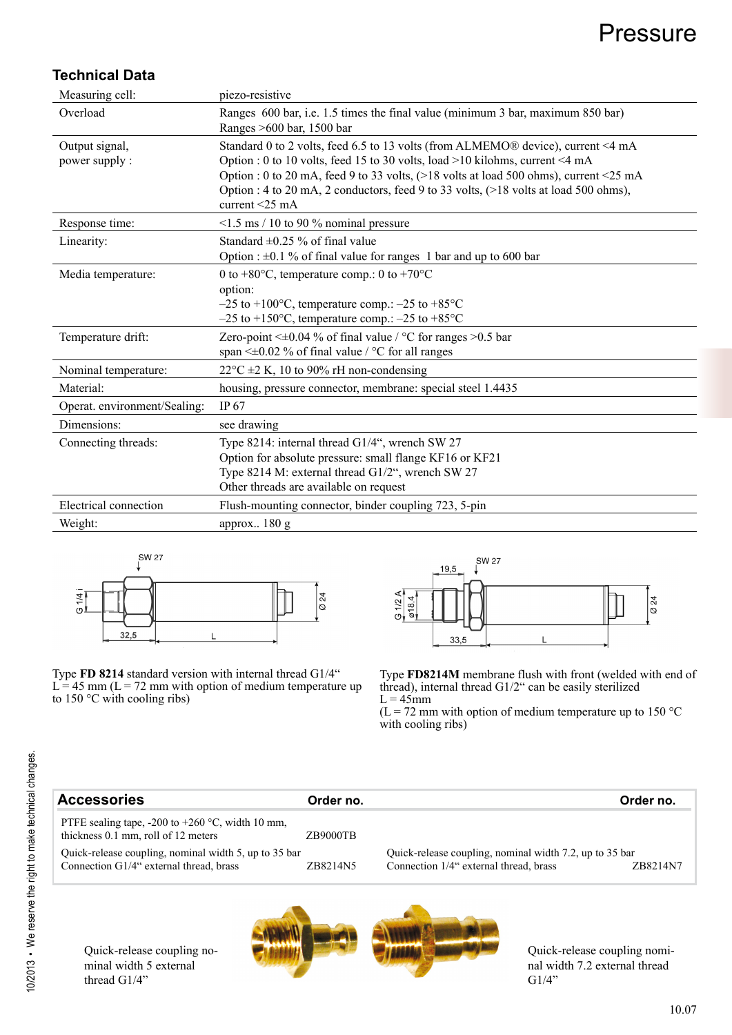# Pressure

## Technical Data

| | |
|---|---|
| Measuring cell: | piezo-resistive |
| Overload | Ranges 600 bar, i.e. 1.5 times the final value (minimum 3 bar, maximum 850 bar)<br>Ranges >600 bar, 1500 bar |
| Output signal,<br>power supply : | Standard 0 to 2 volts, feed 6.5 to 13 volts (from ALMEMO® device), current <4 mA<br>Option : 0 to 10 volts, feed 15 to 30 volts, load >10 kilohms, current <4 mA<br>Option : 0 to 20 mA, feed 9 to 33 volts, (>18 volts at load 500 ohms), current <25 mA<br>Option : 4 to 20 mA, 2 conductors, feed 9 to 33 volts, (>18 volts at load 500 ohms), current <25 mA |
| Response time: | <1.5 ms / 10 to 90 % nominal pressure |
| Linearity: | Standard ±0.25 % of final value<br>Option : ±0.1 % of final value for ranges 1 bar and up to 600 bar |
| Media temperature: | 0 to +80°C, temperature comp.: 0 to +70°C<br>option:<br>–25 to +100°C, temperature comp.: –25 to +85°C<br>–25 to +150°C, temperature comp.: –25 to +85°C |
| Temperature drift: | Zero-point <±0.04 % of final value / °C for ranges >0.5 bar<br>span <±0.02 % of final value / °C for all ranges |
| Nominal temperature: | 22°C ±2 K, 10 to 90% rH non-condensing |
| Material: | housing, pressure connector, membrane: special steel 1.4435 |
| Operat. environment/Sealing: | IP 67 |
| Dimensions: | see drawing |
| Connecting threads: | Type 8214: internal thread G1/4“, wrench SW 27<br>Option for absolute pressure: small flange KF16 or KF21<br>Type 8214 M: external thread G1/2“, wrench SW 27<br>Other threads are available on request |
| Electrical connection | Flush-mounting connector, binder coupling 723, 5-pin |
| Weight: | approx.. 180 g |

SW 27
G 1/4 i
Ø 24
32,5
L

Type **FD 8214** standard version with internal thread G1/4“
L = 45 mm (L = 72 mm with option of medium temperature up to 150 °C with cooling ribs)

SW 27
19,5
G 1/2 A
ø18,4
Ø 24
33,5
L

Type **FD8214M** membrane flush with front (welded with end of thread), internal thread G1/2“ can be easily sterilized
L = 45mm
(L = 72 mm with option of medium temperature up to 150 °C with cooling ribs)

## Accessories

| Accessories | Order no. | | Order no. |
|---|---|---|---|
| PTFE sealing tape, -200 to +260 °C, width 10 mm, thickness 0.1 mm, roll of 12 meters | ZB9000TB | | |
| Quick-release coupling, nominal width 5, up to 35 bar<br>Connection G1/4“ external thread, brass | ZB8214N5 | Quick-release coupling, nominal width 7.2, up to 35 bar<br>Connection 1/4“ external thread, brass | ZB8214N7 |

Quick-release coupling nominal width 5 external thread G1/4”

Quick-release coupling nominal width 7.2 external thread G1/4”

10/2013 • We reserve the right to make technical changes.